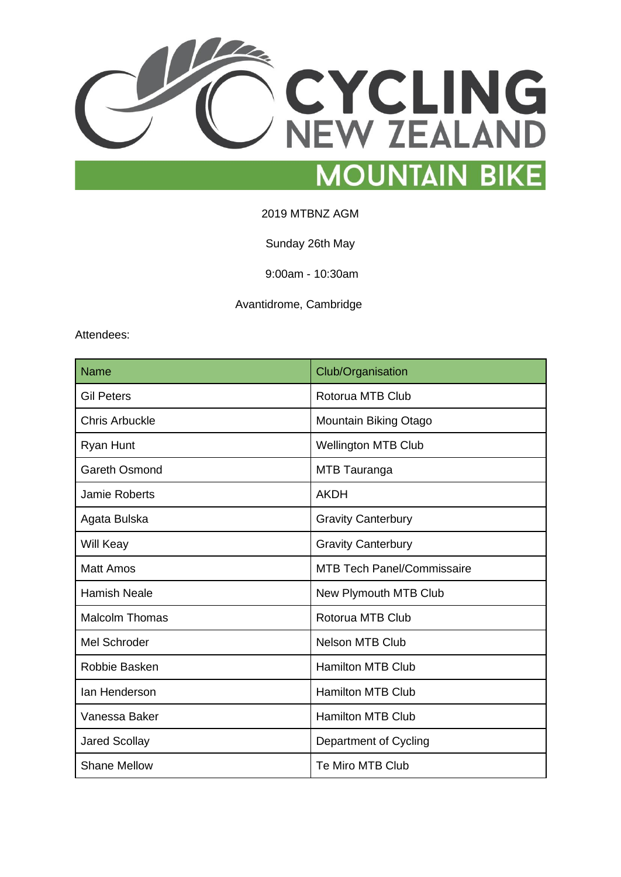CYCLING NEW ZEALAND

MOUNTAIN BIKE

2019 MTBNZ AGM

Sunday 26th May

9:00am - 10:30am

Avantidrome, Cambridge

Attendees:

| Name | Club/Organisation |
|---|---|
| Gil Peters | Rotorua MTB Club |
| Chris Arbuckle | Mountain Biking Otago |
| Ryan Hunt | Wellington MTB Club |
| Gareth Osmond | MTB Tauranga |
| Jamie Roberts | AKDH |
| Agata Bulska | Gravity Canterbury |
| Will Keay | Gravity Canterbury |
| Matt Amos | MTB Tech Panel/Commissaire |
| Hamish Neale | New Plymouth MTB Club |
| Malcolm Thomas | Rotorua MTB Club |
| Mel Schroder | Nelson MTB Club |
| Robbie Basken | Hamilton MTB Club |
| Ian Henderson | Hamilton MTB Club |
| Vanessa Baker | Hamilton MTB Club |
| Jared Scollay | Department of Cycling |
| Shane Mellow | Te Miro MTB Club |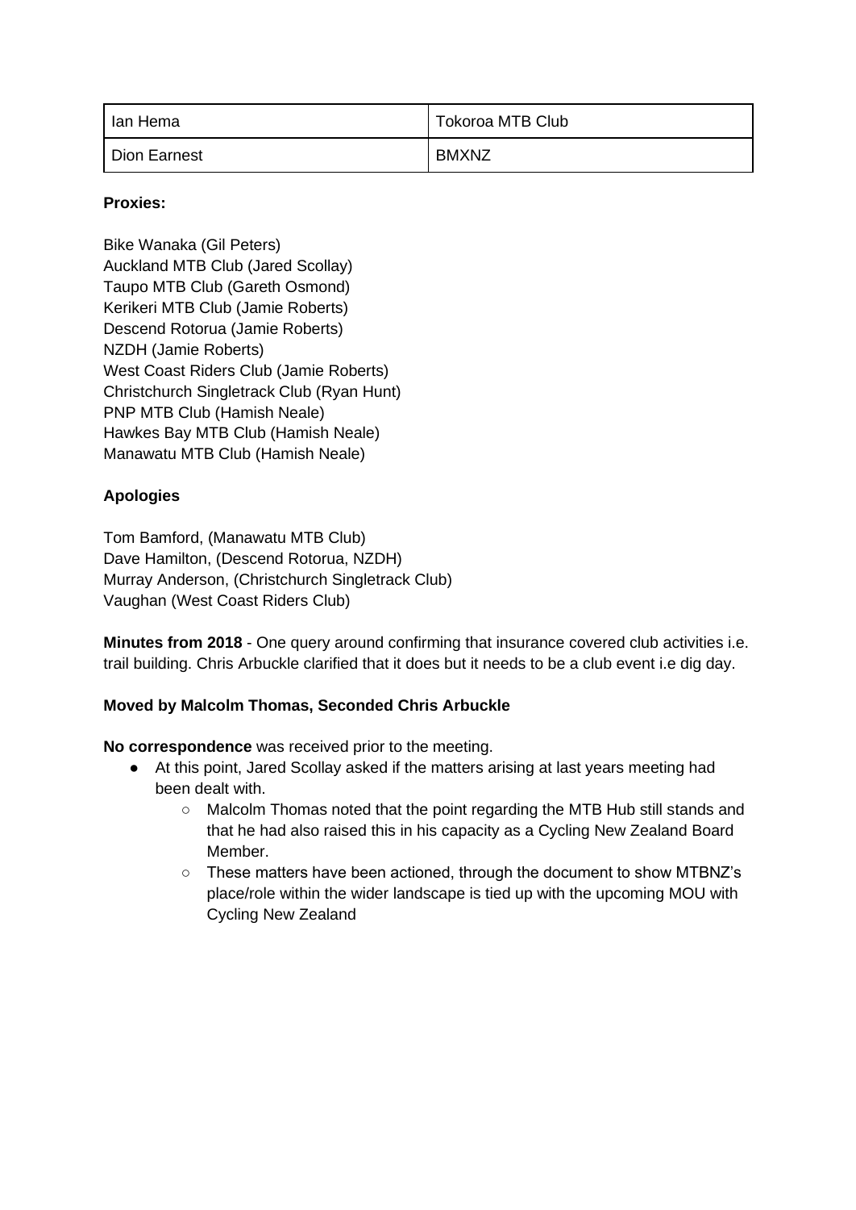| | |
|---|---|
| Ian Hema | Tokoroa MTB Club |
| Dion Earnest | BMXNZ |

**Proxies:**

Bike Wanaka (Gil Peters)
Auckland MTB Club (Jared Scollay)
Taupo MTB Club (Gareth Osmond)
Kerikeri MTB Club (Jamie Roberts)
Descend Rotorua (Jamie Roberts)
NZDH (Jamie Roberts)
West Coast Riders Club (Jamie Roberts)
Christchurch Singletrack Club (Ryan Hunt)
PNP MTB Club (Hamish Neale)
Hawkes Bay MTB Club (Hamish Neale)
Manawatu MTB Club (Hamish Neale)

**Apologies**

Tom Bamford, (Manawatu MTB Club)
Dave Hamilton, (Descend Rotorua, NZDH)
Murray Anderson, (Christchurch Singletrack Club)
Vaughan (West Coast Riders Club)

**Minutes from 2018** - One query around confirming that insurance covered club activities i.e. trail building. Chris Arbuckle clarified that it does but it needs to be a club event i.e dig day.

**Moved by Malcolm Thomas, Seconded Chris Arbuckle**

**No correspondence** was received prior to the meeting.

- At this point, Jared Scollay asked if the matters arising at last years meeting had been dealt with.
    - Malcolm Thomas noted that the point regarding the MTB Hub still stands and that he had also raised this in his capacity as a Cycling New Zealand Board Member.
    - These matters have been actioned, through the document to show MTBNZ's place/role within the wider landscape is tied up with the upcoming MOU with Cycling New Zealand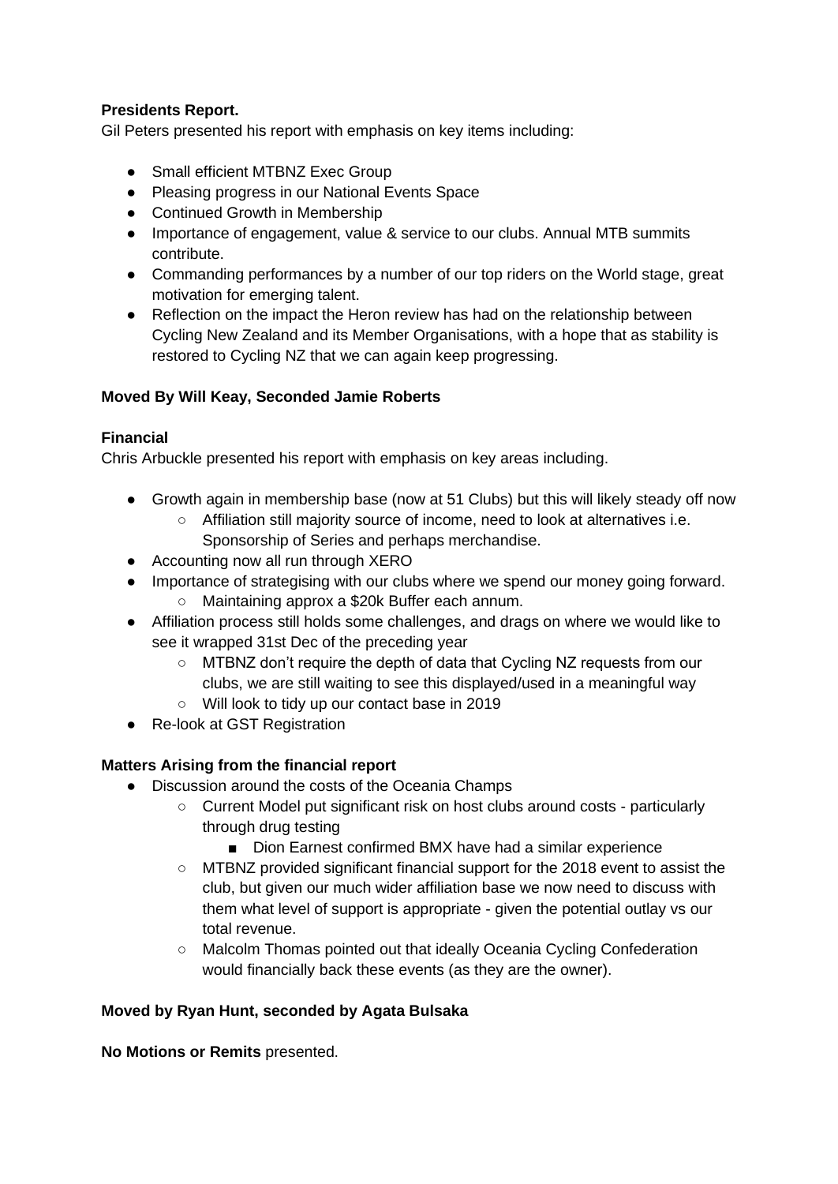**Presidents Report.**
Gil Peters presented his report with emphasis on key items including:

- Small efficient MTBNZ Exec Group
- Pleasing progress in our National Events Space
- Continued Growth in Membership
- Importance of engagement, value & service to our clubs. Annual MTB summits contribute.
- Commanding performances by a number of our top riders on the World stage, great motivation for emerging talent.
- Reflection on the impact the Heron review has had on the relationship between Cycling New Zealand and its Member Organisations, with a hope that as stability is restored to Cycling NZ that we can again keep progressing.

**Moved By Will Keay, Seconded Jamie Roberts**

**Financial**
Chris Arbuckle presented his report with emphasis on key areas including.

- Growth again in membership base (now at 51 Clubs) but this will likely steady off now
  - Affiliation still majority source of income, need to look at alternatives i.e. Sponsorship of Series and perhaps merchandise.
- Accounting now all run through XERO
- Importance of strategising with our clubs where we spend our money going forward.
  - Maintaining approx a $20k Buffer each annum.
- Affiliation process still holds some challenges, and drags on where we would like to see it wrapped 31st Dec of the preceding year
  - MTBNZ don't require the depth of data that Cycling NZ requests from our clubs, we are still waiting to see this displayed/used in a meaningful way
  - Will look to tidy up our contact base in 2019
- Re-look at GST Registration

**Matters Arising from the financial report**

- Discussion around the costs of the Oceania Champs
  - Current Model put significant risk on host clubs around costs - particularly through drug testing
    - Dion Earnest confirmed BMX have had a similar experience
  - MTBNZ provided significant financial support for the 2018 event to assist the club, but given our much wider affiliation base we now need to discuss with them what level of support is appropriate - given the potential outlay vs our total revenue.
  - Malcolm Thomas pointed out that ideally Oceania Cycling Confederation would financially back these events (as they are the owner).

**Moved by Ryan Hunt, seconded by Agata Bulsaka**

**No Motions or Remits** presented.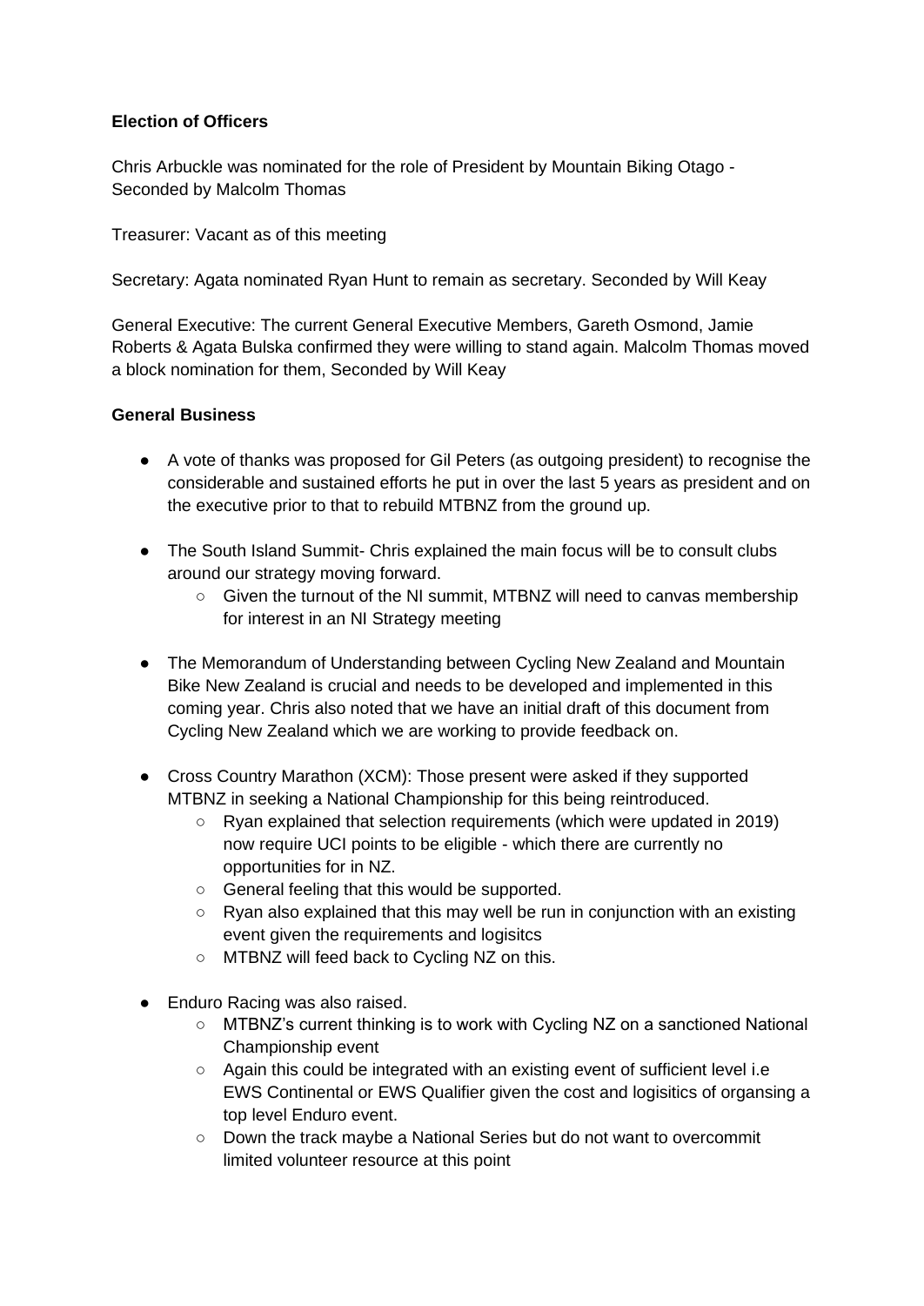**Election of Officers**

Chris Arbuckle was nominated for the role of President by Mountain Biking Otago - Seconded by Malcolm Thomas

Treasurer: Vacant as of this meeting

Secretary: Agata nominated Ryan Hunt to remain as secretary. Seconded by Will Keay

General Executive: The current General Executive Members, Gareth Osmond, Jamie Roberts & Agata Bulska confirmed they were willing to stand again. Malcolm Thomas moved a block nomination for them, Seconded by Will Keay

**General Business**

- A vote of thanks was proposed for Gil Peters (as outgoing president) to recognise the considerable and sustained efforts he put in over the last 5 years as president and on the executive prior to that to rebuild MTBNZ from the ground up.
- The South Island Summit- Chris explained the main focus will be to consult clubs around our strategy moving forward.
    - Given the turnout of the NI summit, MTBNZ will need to canvas membership for interest in an NI Strategy meeting
- The Memorandum of Understanding between Cycling New Zealand and Mountain Bike New Zealand is crucial and needs to be developed and implemented in this coming year. Chris also noted that we have an initial draft of this document from Cycling New Zealand which we are working to provide feedback on.
- Cross Country Marathon (XCM): Those present were asked if they supported MTBNZ in seeking a National Championship for this being reintroduced.
    - Ryan explained that selection requirements (which were updated in 2019) now require UCI points to be eligible - which there are currently no opportunities for in NZ.
    - General feeling that this would be supported.
    - Ryan also explained that this may well be run in conjunction with an existing event given the requirements and logisitcs
    - MTBNZ will feed back to Cycling NZ on this.
- Enduro Racing was also raised.
    - MTBNZ's current thinking is to work with Cycling NZ on a sanctioned National Championship event
    - Again this could be integrated with an existing event of sufficient level i.e EWS Continental or EWS Qualifier given the cost and logisitics of organsing a top level Enduro event.
    - Down the track maybe a National Series but do not want to overcommit limited volunteer resource at this point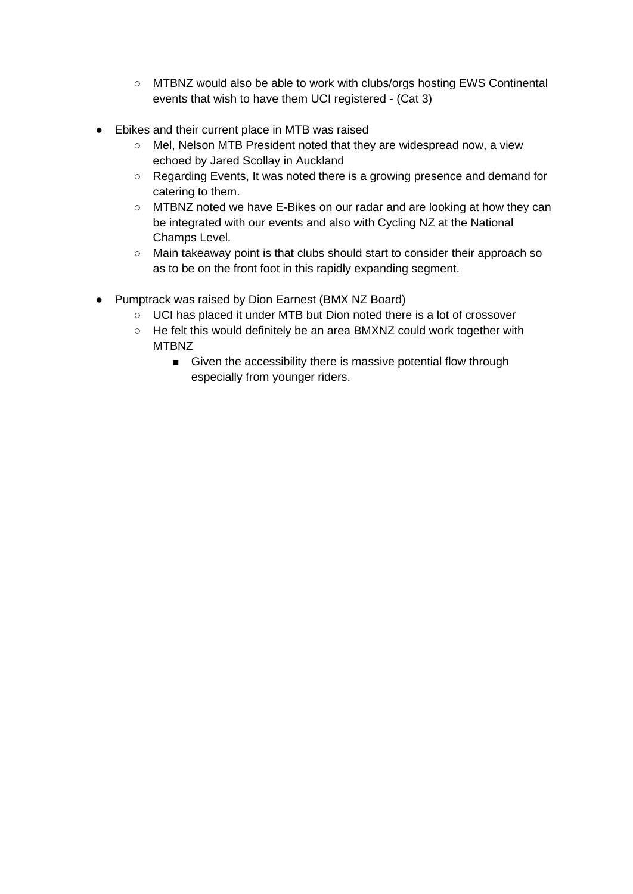- MTBNZ would also be able to work with clubs/orgs hosting EWS Continental events that wish to have them UCI registered - (Cat 3)

- Ebikes and their current place in MTB was raised
    - Mel, Nelson MTB President noted that they are widespread now, a view echoed by Jared Scollay in Auckland
    - Regarding Events, It was noted there is a growing presence and demand for catering to them.
    - MTBNZ noted we have E-Bikes on our radar and are looking at how they can be integrated with our events and also with Cycling NZ at the National Champs Level.
    - Main takeaway point is that clubs should start to consider their approach so as to be on the front foot in this rapidly expanding segment.

- Pumptrack was raised by Dion Earnest (BMX NZ Board)
    - UCI has placed it under MTB but Dion noted there is a lot of crossover
    - He felt this would definitely be an area BMXNZ could work together with MTBNZ
        - Given the accessibility there is massive potential flow through especially from younger riders.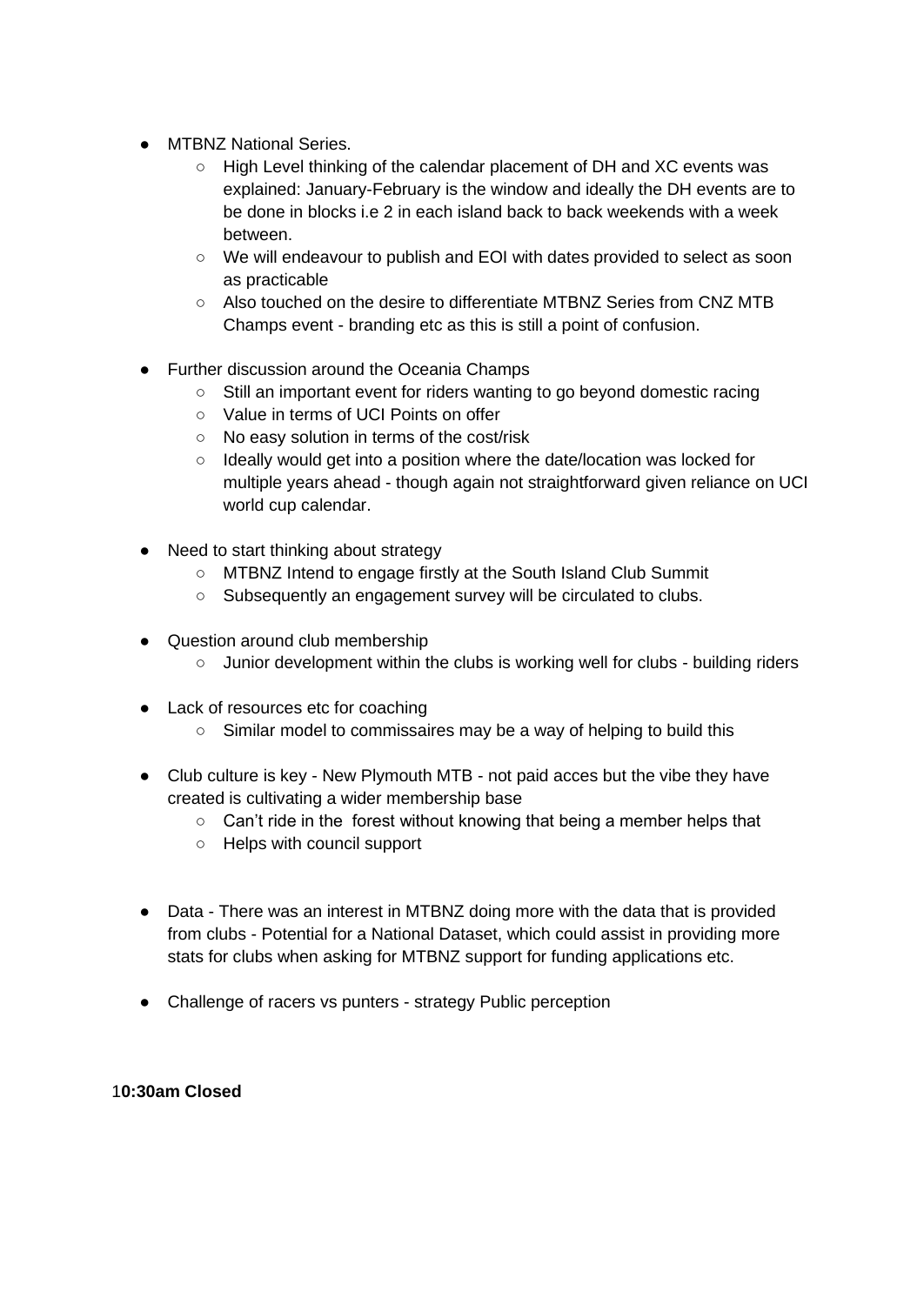- MTBNZ National Series.
  - High Level thinking of the calendar placement of DH and XC events was explained: January-February is the window and ideally the DH events are to be done in blocks i.e 2 in each island back to back weekends with a week between.
  - We will endeavour to publish and EOI with dates provided to select as soon as practicable
  - Also touched on the desire to differentiate MTBNZ Series from CNZ MTB Champs event - branding etc as this is still a point of confusion.

- Further discussion around the Oceania Champs
  - Still an important event for riders wanting to go beyond domestic racing
  - Value in terms of UCI Points on offer
  - No easy solution in terms of the cost/risk
  - Ideally would get into a position where the date/location was locked for multiple years ahead - though again not straightforward given reliance on UCI world cup calendar.

- Need to start thinking about strategy
  - MTBNZ Intend to engage firstly at the South Island Club Summit
  - Subsequently an engagement survey will be circulated to clubs.

- Question around club membership
  - Junior development within the clubs is working well for clubs - building riders

- Lack of resources etc for coaching
  - Similar model to commissaires may be a way of helping to build this

- Club culture is key - New Plymouth MTB - not paid acces but the vibe they have created is cultivating a wider membership base
  - Can't ride in the forest without knowing that being a member helps that
  - Helps with council support

- Data - There was an interest in MTBNZ doing more with the data that is provided from clubs - Potential for a National Dataset, which could assist in providing more stats for clubs when asking for MTBNZ support for funding applications etc.

- Challenge of racers vs punters - strategy Public perception

**10:30am Closed**